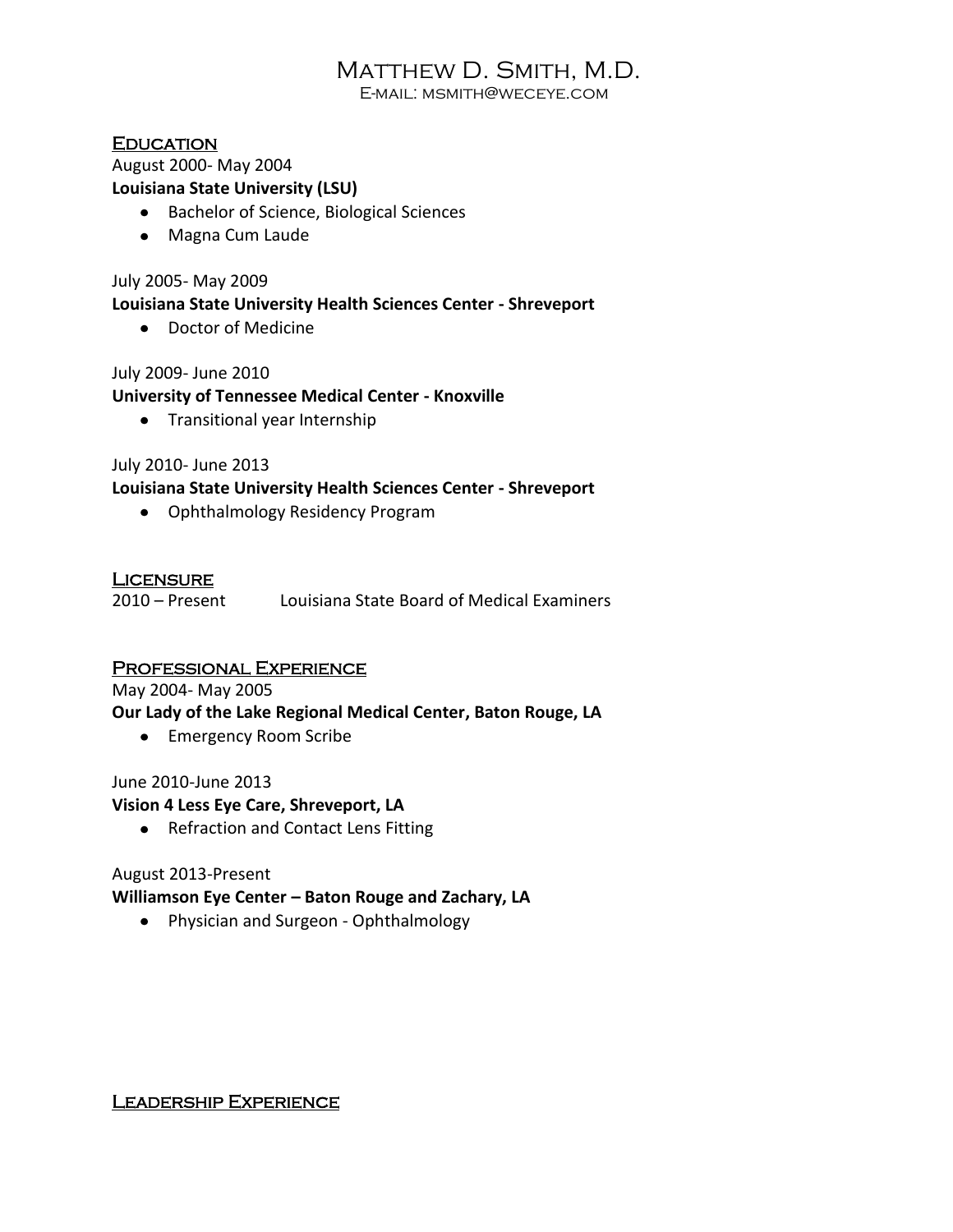# Matthew D. Smith, M.D.

E-mail: msmith@weceye.com

## Education

August 2000- May 2004

**Louisiana State University (LSU)**

- Bachelor of Science, Biological Sciences
- Magna Cum Laude

July 2005- May 2009

**Louisiana State University Health Sciences Center - Shreveport**

- Doctor of Medicine

July 2009- June 2010

**University of Tennessee Medical Center - Knoxville**

- Transitional year Internship

July 2010- June 2013

**Louisiana State University Health Sciences Center - Shreveport**

- Ophthalmology Residency Program

## Licensure

2010 – Present Louisiana State Board of Medical Examiners

## Professional Experience

May 2004- May 2005

**Our Lady of the Lake Regional Medical Center, Baton Rouge, LA**

- Emergency Room Scribe

June 2010-June 2013

**Vision 4 Less Eye Care, Shreveport, LA**

- Refraction and Contact Lens Fitting

August 2013-Present

**Williamson Eye Center – Baton Rouge and Zachary, LA**

- Physician and Surgeon - Ophthalmology

## Leadership Experience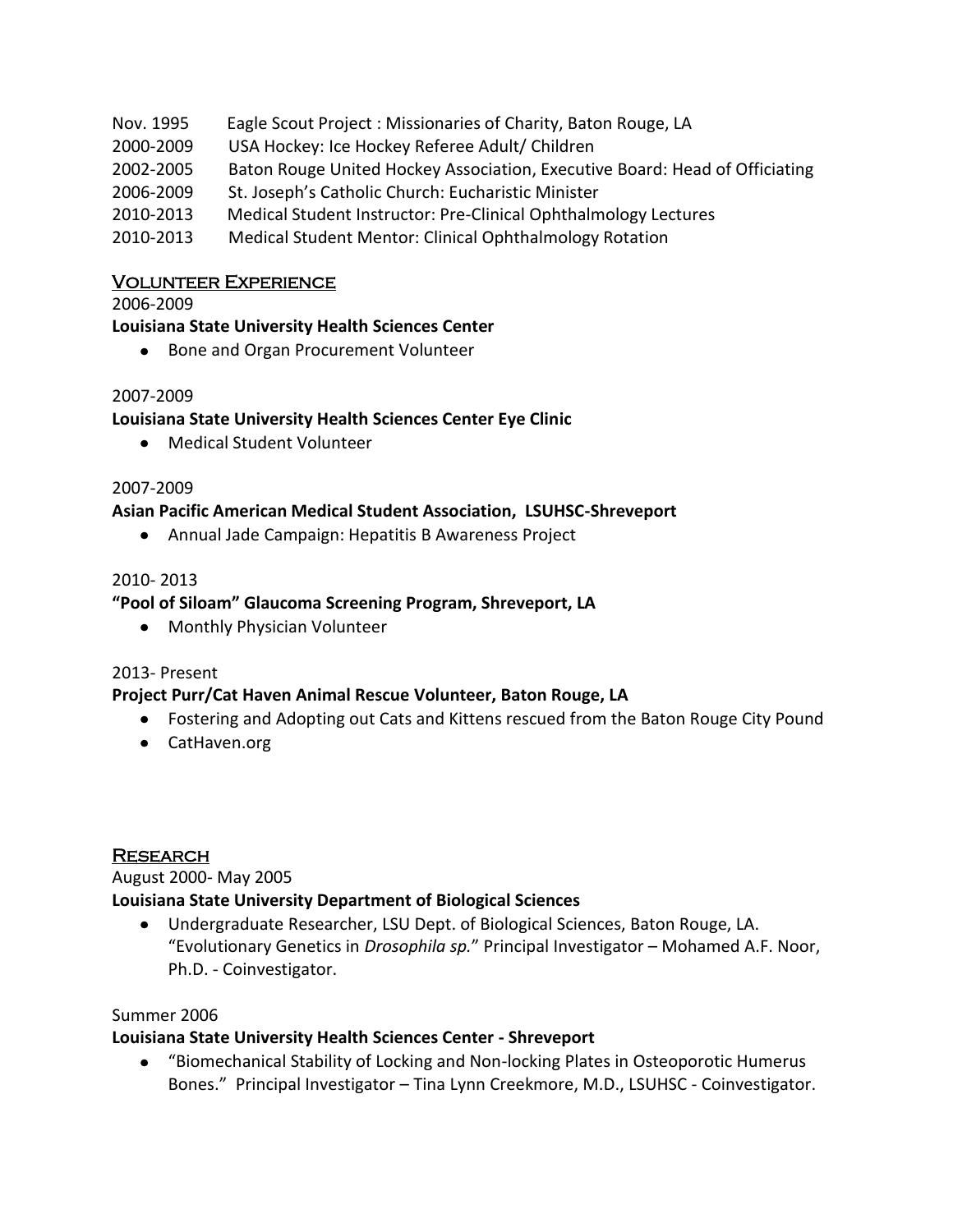Nov. 1995 Eagle Scout Project : Missionaries of Charity, Baton Rouge, LA
2000-2009 USA Hockey: Ice Hockey Referee Adult/ Children
2002-2005 Baton Rouge United Hockey Association, Executive Board: Head of Officiating
2006-2009 St. Joseph's Catholic Church: Eucharistic Minister
2010-2013 Medical Student Instructor: Pre-Clinical Ophthalmology Lectures
2010-2013 Medical Student Mentor: Clinical Ophthalmology Rotation

## Volunteer Experience

2006-2009
**Louisiana State University Health Sciences Center**

- Bone and Organ Procurement Volunteer

2007-2009
**Louisiana State University Health Sciences Center Eye Clinic**

- Medical Student Volunteer

2007-2009
**Asian Pacific American Medical Student Association, LSUHSC-Shreveport**

- Annual Jade Campaign: Hepatitis B Awareness Project

2010- 2013
**"Pool of Siloam" Glaucoma Screening Program, Shreveport, LA**

- Monthly Physician Volunteer

2013- Present
**Project Purr/Cat Haven Animal Rescue Volunteer, Baton Rouge, LA**

- Fostering and Adopting out Cats and Kittens rescued from the Baton Rouge City Pound
- CatHaven.org

## Research

August 2000- May 2005
**Louisiana State University Department of Biological Sciences**

- Undergraduate Researcher, LSU Dept. of Biological Sciences, Baton Rouge, LA. "Evolutionary Genetics in *Drosophila sp.*" Principal Investigator – Mohamed A.F. Noor, Ph.D. - Coinvestigator.

Summer 2006
**Louisiana State University Health Sciences Center - Shreveport**

- "Biomechanical Stability of Locking and Non-locking Plates in Osteoporotic Humerus Bones." Principal Investigator – Tina Lynn Creekmore, M.D., LSUHSC - Coinvestigator.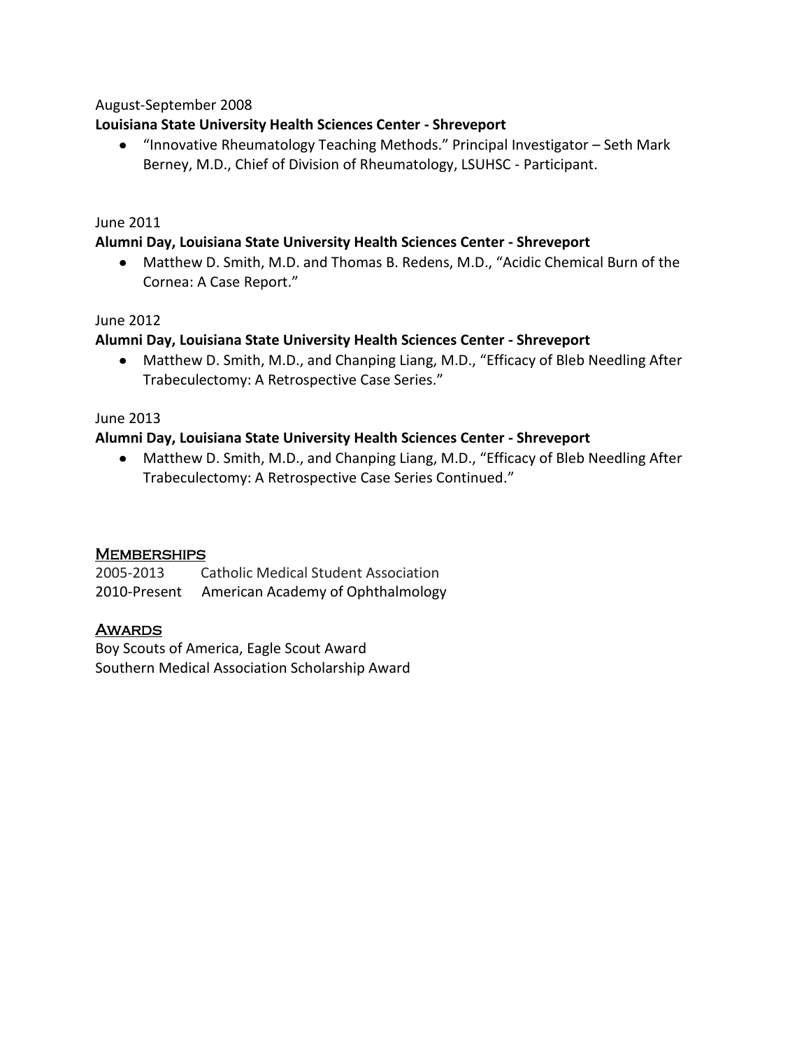August-September 2008

**Louisiana State University Health Sciences Center - Shreveport**

- "Innovative Rheumatology Teaching Methods." Principal Investigator – Seth Mark Berney, M.D., Chief of Division of Rheumatology, LSUHSC - Participant.

June 2011

**Alumni Day, Louisiana State University Health Sciences Center - Shreveport**

- Matthew D. Smith, M.D. and Thomas B. Redens, M.D., "Acidic Chemical Burn of the Cornea: A Case Report."

June 2012

**Alumni Day, Louisiana State University Health Sciences Center - Shreveport**

- Matthew D. Smith, M.D., and Chanping Liang, M.D., "Efficacy of Bleb Needling After Trabeculectomy: A Retrospective Case Series."

June 2013

**Alumni Day, Louisiana State University Health Sciences Center - Shreveport**

- Matthew D. Smith, M.D., and Chanping Liang, M.D., "Efficacy of Bleb Needling After Trabeculectomy: A Retrospective Case Series Continued."

## Memberships

2005-2013 Catholic Medical Student Association

2010-Present American Academy of Ophthalmology

## Awards

Boy Scouts of America, Eagle Scout Award

Southern Medical Association Scholarship Award